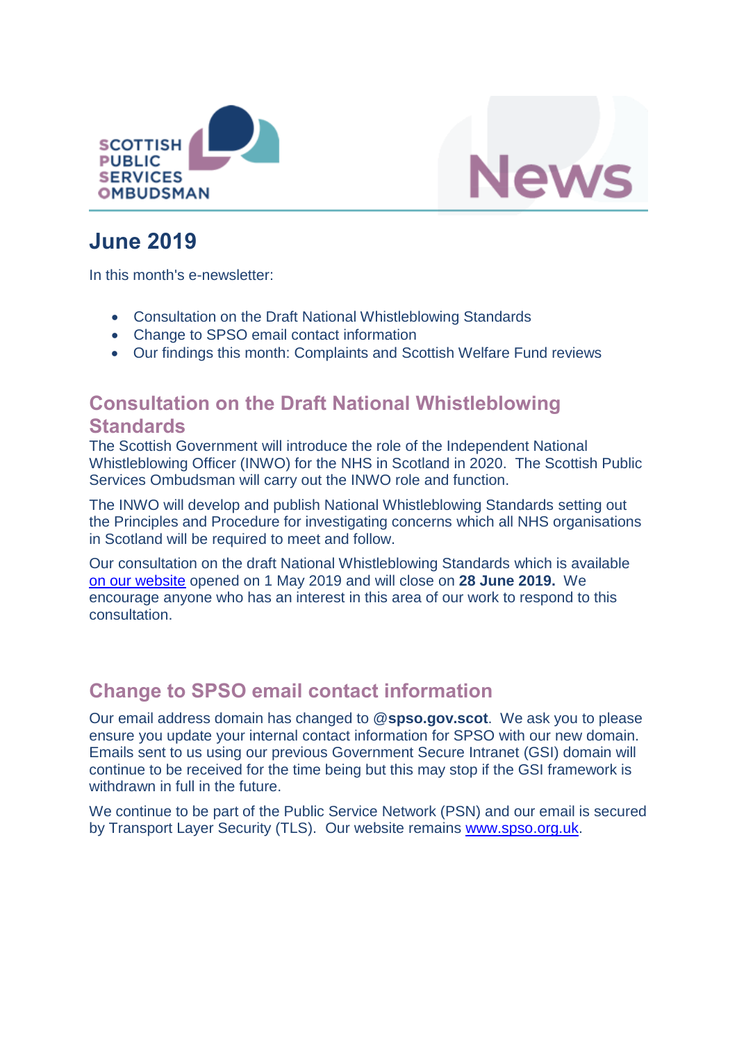SCOTTISH PUBLIC SERVICES OMBUDSMAN

News

# June 2019

In this month's e-newsletter:

- Consultation on the Draft National Whistleblowing Standards
- Change to SPSO email contact information
- Our findings this month: Complaints and Scottish Welfare Fund reviews

## Consultation on the Draft National Whistleblowing Standards

The Scottish Government will introduce the role of the Independent National Whistleblowing Officer (INWO) for the NHS in Scotland in 2020. The Scottish Public Services Ombudsman will carry out the INWO role and function.

The INWO will develop and publish National Whistleblowing Standards setting out the Principles and Procedure for investigating concerns which all NHS organisations in Scotland will be required to meet and follow.

Our consultation on the draft National Whistleblowing Standards which is available on our website opened on 1 May 2019 and will close on **28 June 2019.** We encourage anyone who has an interest in this area of our work to respond to this consultation.

## Change to SPSO email contact information

Our email address domain has changed to @**spso.gov.scot**. We ask you to please ensure you update your internal contact information for SPSO with our new domain. Emails sent to us using our previous Government Secure Intranet (GSI) domain will continue to be received for the time being but this may stop if the GSI framework is withdrawn in full in the future.

We continue to be part of the Public Service Network (PSN) and our email is secured by Transport Layer Security (TLS). Our website remains www.spso.org.uk.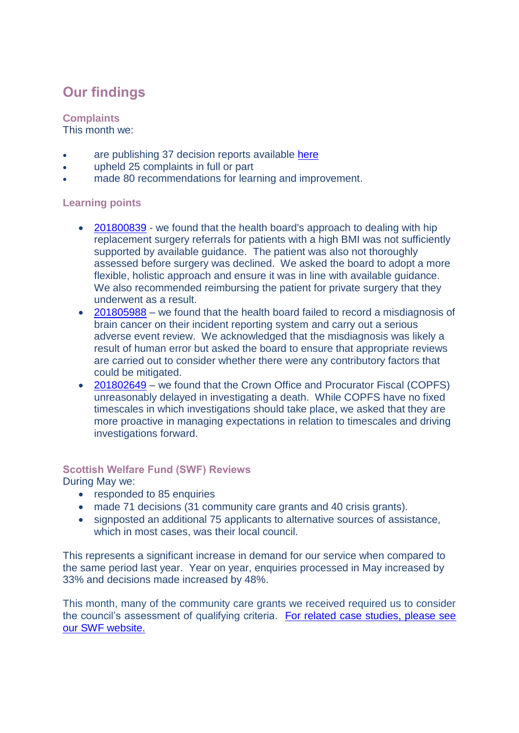## Our findings

### Complaints

This month we:

- are publishing 37 decision reports available here
- upheld 25 complaints in full or part
- made 80 recommendations for learning and improvement.

### Learning points

- 201800839 - we found that the health board's approach to dealing with hip replacement surgery referrals for patients with a high BMI was not sufficiently supported by available guidance. The patient was also not thoroughly assessed before surgery was declined. We asked the board to adopt a more flexible, holistic approach and ensure it was in line with available guidance. We also recommended reimbursing the patient for private surgery that they underwent as a result.
- 201805988 – we found that the health board failed to record a misdiagnosis of brain cancer on their incident reporting system and carry out a serious adverse event review. We acknowledged that the misdiagnosis was likely a result of human error but asked the board to ensure that appropriate reviews are carried out to consider whether there were any contributory factors that could be mitigated.
- 201802649 – we found that the Crown Office and Procurator Fiscal (COPFS) unreasonably delayed in investigating a death. While COPFS have no fixed timescales in which investigations should take place, we asked that they are more proactive in managing expectations in relation to timescales and driving investigations forward.

### Scottish Welfare Fund (SWF) Reviews

During May we:

- responded to 85 enquiries
- made 71 decisions (31 community care grants and 40 crisis grants).
- signposted an additional 75 applicants to alternative sources of assistance, which in most cases, was their local council.

This represents a significant increase in demand for our service when compared to the same period last year. Year on year, enquiries processed in May increased by 33% and decisions made increased by 48%.

This month, many of the community care grants we received required us to consider the council's assessment of qualifying criteria. For related case studies, please see our SWF website.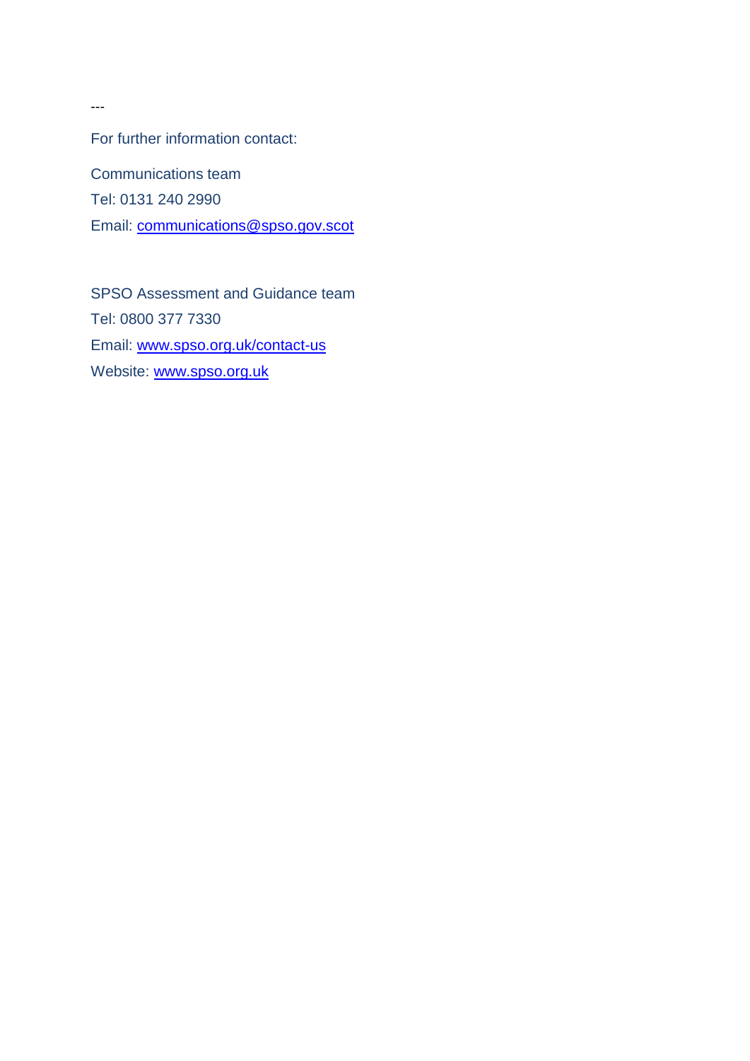---

For further information contact:

Communications team
Tel: 0131 240 2990
Email: communications@spso.gov.scot

SPSO Assessment and Guidance team
Tel: 0800 377 7330
Email: www.spso.org.uk/contact-us
Website: www.spso.org.uk